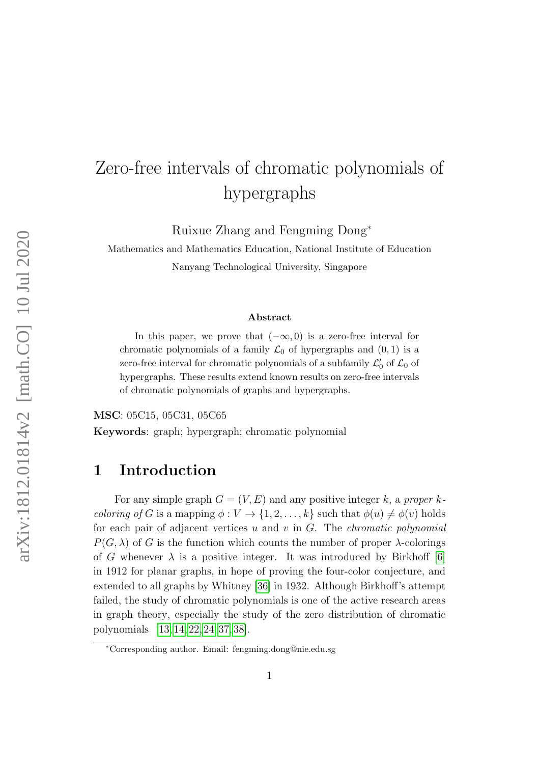# Zero-free intervals of chromatic polynomials of hypergraphs

Ruixue Zhang and Fengming Dong*

Mathematics and Mathematics Education, National Institute of Education

Nanyang Technological University, Singapore

### Abstract

In this paper, we prove that $(-\infty, 0)$ is a zero-free interval for chromatic polynomials of a family $\mathcal{L}_0$ of hypergraphs and $(0, 1)$ is a zero-free interval for chromatic polynomials of a subfamily $\mathcal{L}_0'$ of $\mathcal{L}_0$ of hypergraphs. These results extend known results on zero-free intervals of chromatic polynomials of graphs and hypergraphs.

**MSC**: 05C15, 05C31, 05C65

**Keywords**: graph; hypergraph; chromatic polynomial

## 1 Introduction

For any simple graph $G = (V, E)$ and any positive integer $k$, a *proper $k$-coloring of* $G$ is a mapping $\phi : V \to \{1, 2, \ldots, k\}$ such that $\phi(u) \neq \phi(v)$ holds for each pair of adjacent vertices $u$ and $v$ in $G$. The *chromatic polynomial* $P(G, \lambda)$ of $G$ is the function which counts the number of proper $\lambda$-colorings of $G$ whenever $\lambda$ is a positive integer. It was introduced by Birkhoff [6] in 1912 for planar graphs, in hope of proving the four-color conjecture, and extended to all graphs by Whitney [36] in 1932. Although Birkhoff's attempt failed, the study of chromatic polynomials is one of the active research areas in graph theory, especially the study of the zero distribution of chromatic polynomials [13, 14, 22, 24, 37, 38].

*Corresponding author. Email: fengming.dong@nie.edu.sg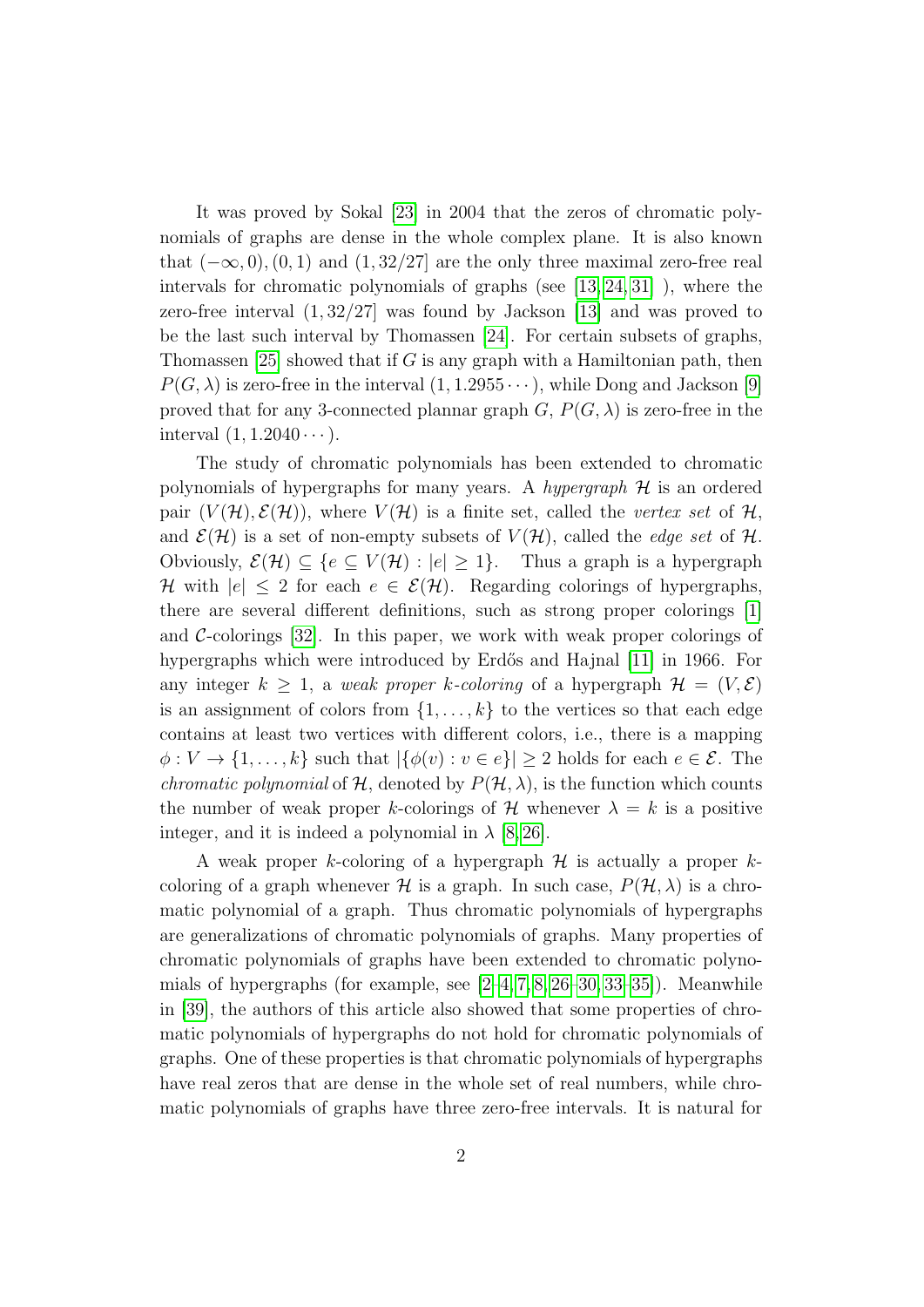It was proved by Sokal [23] in 2004 that the zeros of chromatic polynomials of graphs are dense in the whole complex plane. It is also known that $(-\infty, 0), (0, 1)$ and $(1, 32/27]$ are the only three maximal zero-free real intervals for chromatic polynomials of graphs (see [13, 24, 31] ), where the zero-free interval $(1, 32/27]$ was found by Jackson [13] and was proved to be the last such interval by Thomassen [24]. For certain subsets of graphs, Thomassen [25] showed that if $G$ is any graph with a Hamiltonian path, then $P(G, \lambda)$ is zero-free in the interval $(1, 1.2955\cdots)$, while Dong and Jackson [9] proved that for any 3-connected plannar graph $G$, $P(G, \lambda)$ is zero-free in the interval $(1, 1.2040\cdots)$.

The study of chromatic polynomials has been extended to chromatic polynomials of hypergraphs for many years. A *hypergraph* $\mathcal{H}$ is an ordered pair $(V(\mathcal{H}), \mathcal{E}(\mathcal{H}))$, where $V(\mathcal{H})$ is a finite set, called the *vertex set* of $\mathcal{H}$, and $\mathcal{E}(\mathcal{H})$ is a set of non-empty subsets of $V(\mathcal{H})$, called the *edge set* of $\mathcal{H}$. Obviously, $\mathcal{E}(\mathcal{H}) \subseteq \{e \subseteq V(\mathcal{H}) : |e| \geq 1\}$. Thus a graph is a hypergraph $\mathcal{H}$ with $|e| \leq 2$ for each $e \in \mathcal{E}(\mathcal{H})$. Regarding colorings of hypergraphs, there are several different definitions, such as strong proper colorings [1] and $\mathcal{C}$-colorings [32]. In this paper, we work with weak proper colorings of hypergraphs which were introduced by Erdős and Hajnal [11] in 1966. For any integer $k \geq 1$, a *weak proper $k$-coloring* of a hypergraph $\mathcal{H} = (V, \mathcal{E})$ is an assignment of colors from $\{1, \ldots, k\}$ to the vertices so that each edge contains at least two vertices with different colors, i.e., there is a mapping $\phi : V \to \{1, \ldots, k\}$ such that $|\{\phi(v) : v \in e\}| \geq 2$ holds for each $e \in \mathcal{E}$. The *chromatic polynomial* of $\mathcal{H}$, denoted by $P(\mathcal{H}, \lambda)$, is the function which counts the number of weak proper $k$-colorings of $\mathcal{H}$ whenever $\lambda = k$ is a positive integer, and it is indeed a polynomial in $\lambda$ [8, 26].

A weak proper $k$-coloring of a hypergraph $\mathcal{H}$ is actually a proper $k$-coloring of a graph whenever $\mathcal{H}$ is a graph. In such case, $P(\mathcal{H}, \lambda)$ is a chromatic polynomial of a graph. Thus chromatic polynomials of hypergraphs are generalizations of chromatic polynomials of graphs. Many properties of chromatic polynomials of graphs have been extended to chromatic polynomials of hypergraphs (for example, see [2–4, 7, 8, 26–30, 33–35]). Meanwhile in [39], the authors of this article also showed that some properties of chromatic polynomials of hypergraphs do not hold for chromatic polynomials of graphs. One of these properties is that chromatic polynomials of hypergraphs have real zeros that are dense in the whole set of real numbers, while chromatic polynomials of graphs have three zero-free intervals. It is natural for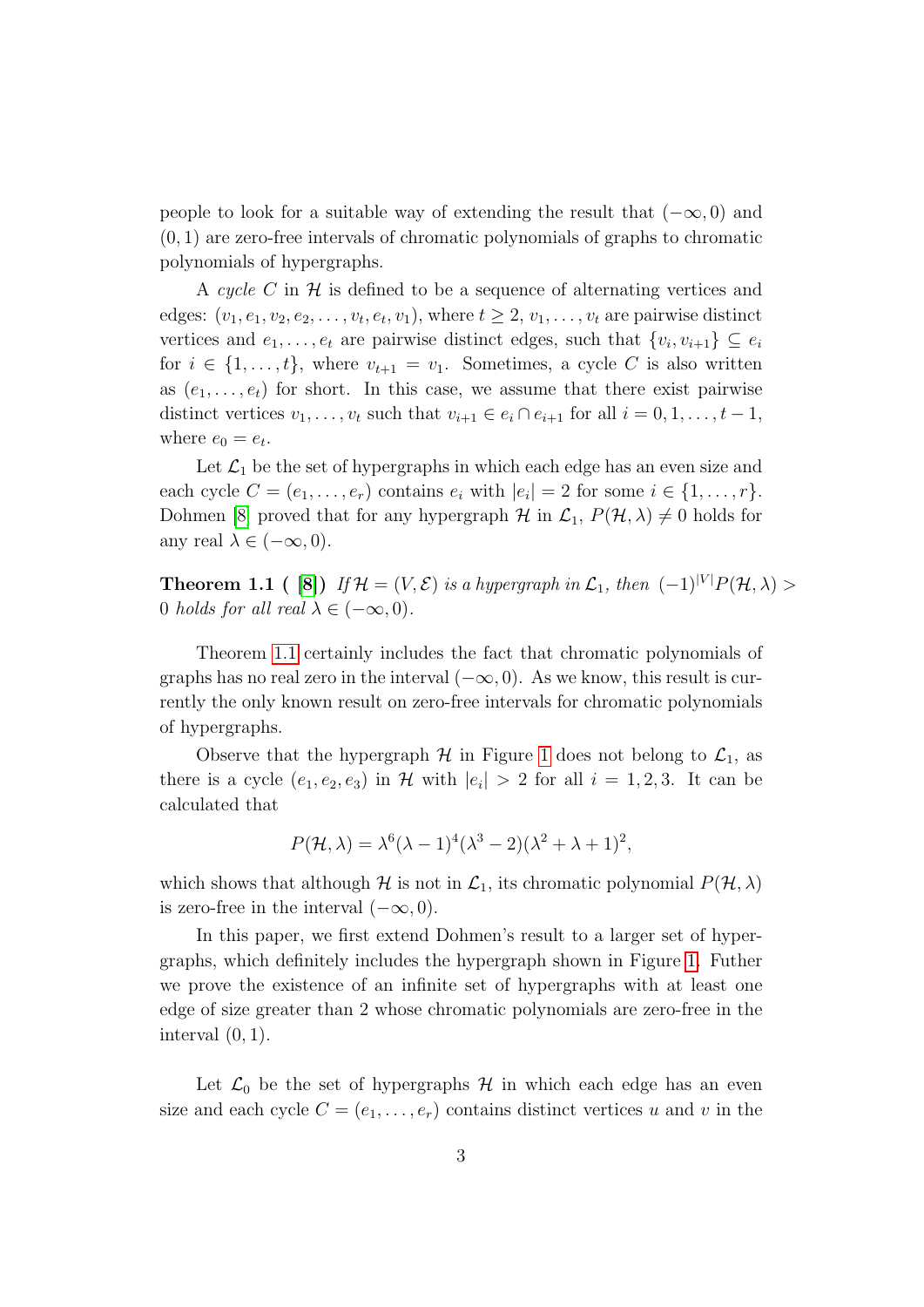people to look for a suitable way of extending the result that $(-\infty, 0)$ and $(0, 1)$ are zero-free intervals of chromatic polynomials of graphs to chromatic polynomials of hypergraphs.

A *cycle* $C$ in $\mathcal{H}$ is defined to be a sequence of alternating vertices and edges: $(v_1, e_1, v_2, e_2, \ldots, v_t, e_t, v_1)$, where $t \geq 2$, $v_1, \ldots, v_t$ are pairwise distinct vertices and $e_1, \ldots, e_t$ are pairwise distinct edges, such that $\{v_i, v_{i+1}\} \subseteq e_i$ for $i \in \{1, \ldots, t\}$, where $v_{t+1} = v_1$. Sometimes, a cycle $C$ is also written as $(e_1, \ldots, e_t)$ for short. In this case, we assume that there exist pairwise distinct vertices $v_1, \ldots, v_t$ such that $v_{i+1} \in e_i \cap e_{i+1}$ for all $i = 0, 1, \ldots, t-1$, where $e_0 = e_t$.

Let $\mathcal{L}_1$ be the set of hypergraphs in which each edge has an even size and each cycle $C = (e_1, \ldots, e_r)$ contains $e_i$ with $|e_i| = 2$ for some $i \in \{1, \ldots, r\}$. Dohmen [8] proved that for any hypergraph $\mathcal{H}$ in $\mathcal{L}_1$, $P(\mathcal{H}, \lambda) \neq 0$ holds for any real $\lambda \in (-\infty, 0)$.

**Theorem 1.1** ( [8]) *If $\mathcal{H} = (V, \mathcal{E})$ is a hypergraph in $\mathcal{L}_1$, then $(-1)^{|V|} P(\mathcal{H}, \lambda) > 0$ holds for all real $\lambda \in (-\infty, 0)$.*

Theorem 1.1 certainly includes the fact that chromatic polynomials of graphs has no real zero in the interval $(-\infty, 0)$. As we know, this result is currently the only known result on zero-free intervals for chromatic polynomials of hypergraphs.

Observe that the hypergraph $\mathcal{H}$ in Figure 1 does not belong to $\mathcal{L}_1$, as there is a cycle $(e_1, e_2, e_3)$ in $\mathcal{H}$ with $|e_i| > 2$ for all $i = 1, 2, 3$. It can be calculated that

$$P(\mathcal{H}, \lambda) = \lambda^6 (\lambda - 1)^4 (\lambda^3 - 2)(\lambda^2 + \lambda + 1)^2,$$

which shows that although $\mathcal{H}$ is not in $\mathcal{L}_1$, its chromatic polynomial $P(\mathcal{H}, \lambda)$ is zero-free in the interval $(-\infty, 0)$.

In this paper, we first extend Dohmen's result to a larger set of hypergraphs, which definitely includes the hypergraph shown in Figure 1. Futher we prove the existence of an infinite set of hypergraphs with at least one edge of size greater than 2 whose chromatic polynomials are zero-free in the interval $(0, 1)$.

Let $\mathcal{L}_0$ be the set of hypergraphs $\mathcal{H}$ in which each edge has an even size and each cycle $C = (e_1, \ldots, e_r)$ contains distinct vertices $u$ and $v$ in the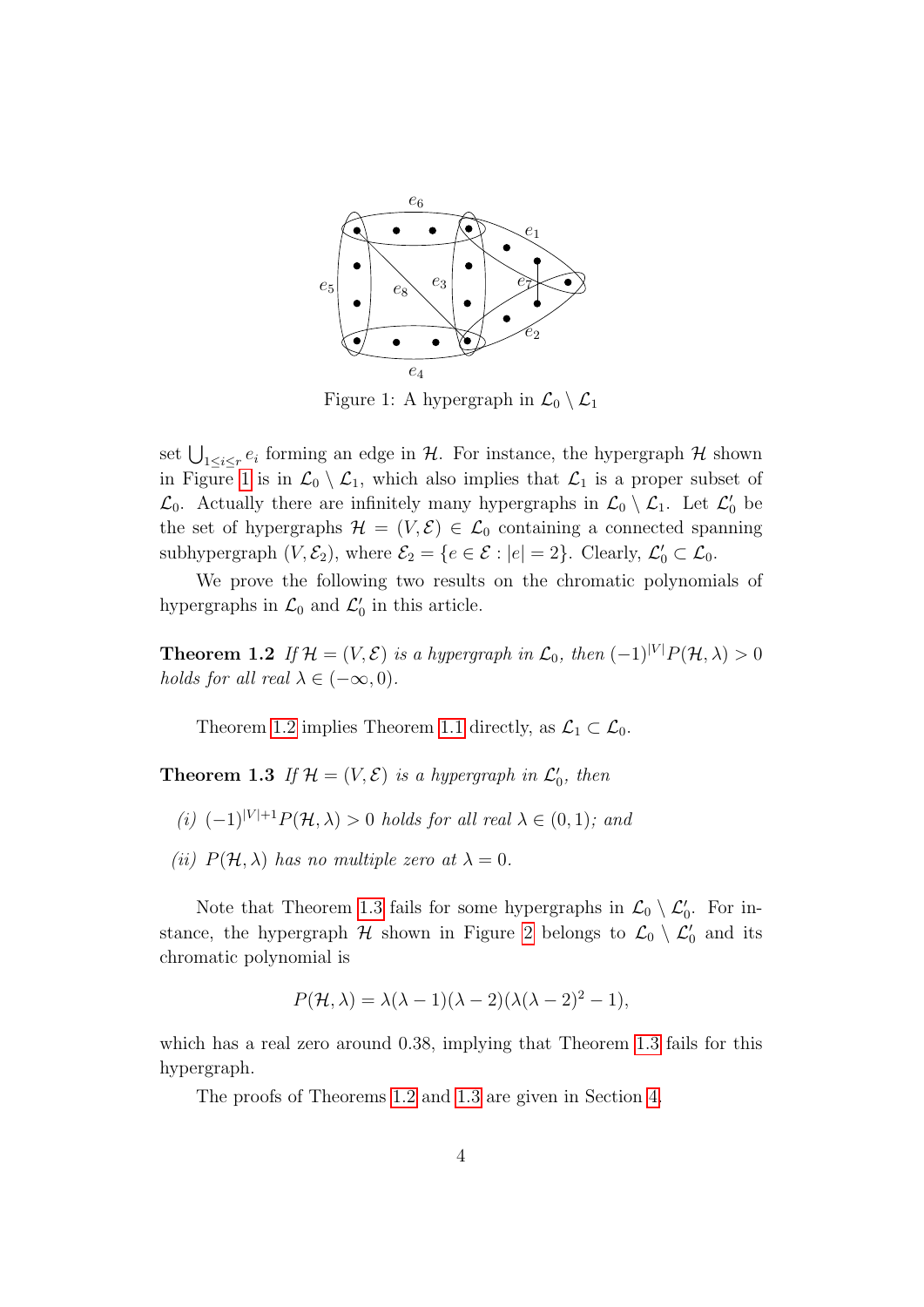Figure 1: A hypergraph in $\mathcal{L}_0 \setminus \mathcal{L}_1$

set $\bigcup_{1\le i\le r} e_i$ forming an edge in $\mathcal{H}$. For instance, the hypergraph $\mathcal{H}$ shown in Figure 1 is in $\mathcal{L}_0 \setminus \mathcal{L}_1$, which also implies that $\mathcal{L}_1$ is a proper subset of $\mathcal{L}_0$. Actually there are infinitely many hypergraphs in $\mathcal{L}_0 \setminus \mathcal{L}_1$. Let $\mathcal{L}'_0$ be the set of hypergraphs $\mathcal{H} = (V, \mathcal{E}) \in \mathcal{L}_0$ containing a connected spanning subhypergraph $(V, \mathcal{E}_2)$, where $\mathcal{E}_2 = \{e \in \mathcal{E} : |e| = 2\}$. Clearly, $\mathcal{L}'_0 \subset \mathcal{L}_0$.

We prove the following two results on the chromatic polynomials of hypergraphs in $\mathcal{L}_0$ and $\mathcal{L}'_0$ in this article.

**Theorem 1.2** *If $\mathcal{H} = (V, \mathcal{E})$ is a hypergraph in $\mathcal{L}_0$, then $(-1)^{|V|}P(\mathcal{H}, \lambda) > 0$ holds for all real $\lambda \in (-\infty, 0)$.*

Theorem 1.2 implies Theorem 1.1 directly, as $\mathcal{L}_1 \subset \mathcal{L}_0$.

**Theorem 1.3** *If $\mathcal{H} = (V, \mathcal{E})$ is a hypergraph in $\mathcal{L}'_0$, then*

*(i) $(-1)^{|V|+1}P(\mathcal{H}, \lambda) > 0$ holds for all real $\lambda \in (0, 1)$; and*

*(ii) $P(\mathcal{H}, \lambda)$ has no multiple zero at $\lambda = 0$.*

Note that Theorem 1.3 fails for some hypergraphs in $\mathcal{L}_0 \setminus \mathcal{L}'_0$. For instance, the hypergraph $\mathcal{H}$ shown in Figure 2 belongs to $\mathcal{L}_0 \setminus \mathcal{L}'_0$ and its chromatic polynomial is

$$P(\mathcal{H}, \lambda) = \lambda(\lambda - 1)(\lambda - 2)(\lambda(\lambda - 2)^2 - 1),$$

which has a real zero around 0.38, implying that Theorem 1.3 fails for this hypergraph.

The proofs of Theorems 1.2 and 1.3 are given in Section 4.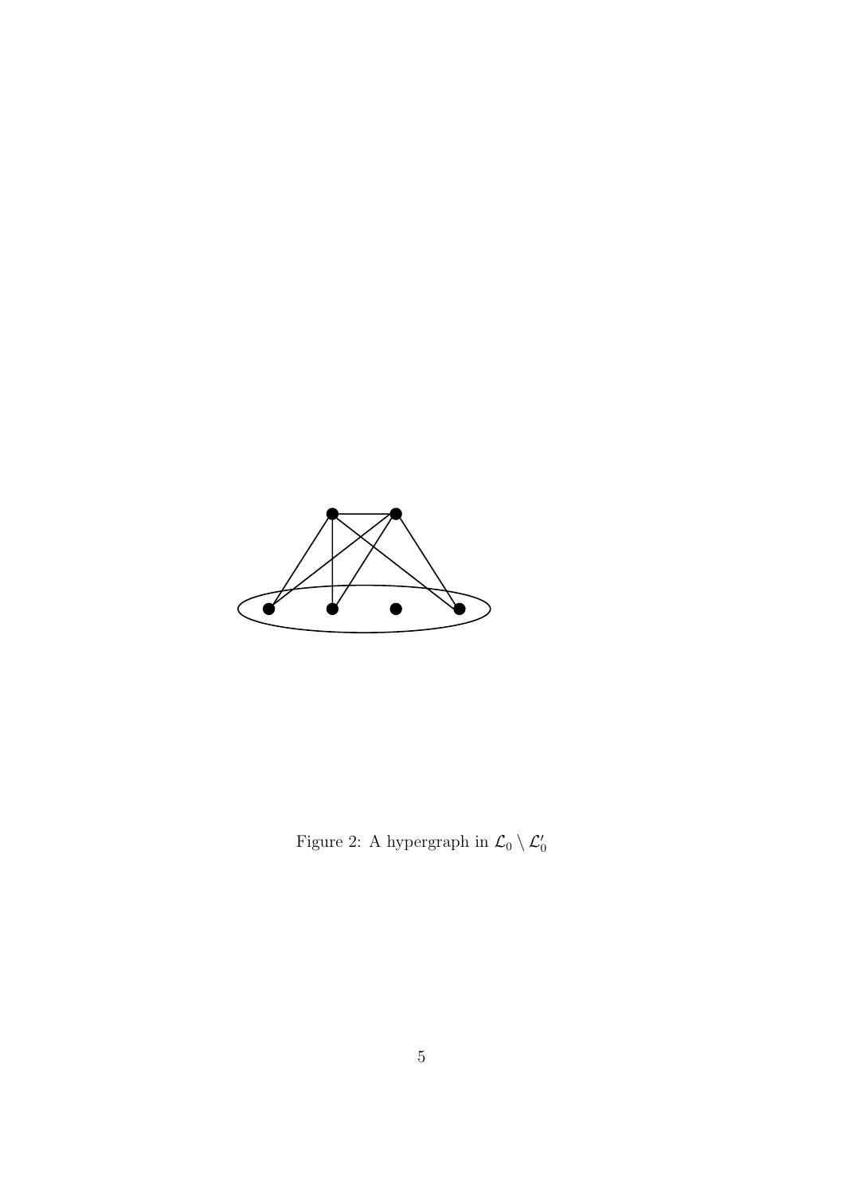Figure 2: A hypergraph in $\mathcal{L}_0 \setminus \mathcal{L}'_0$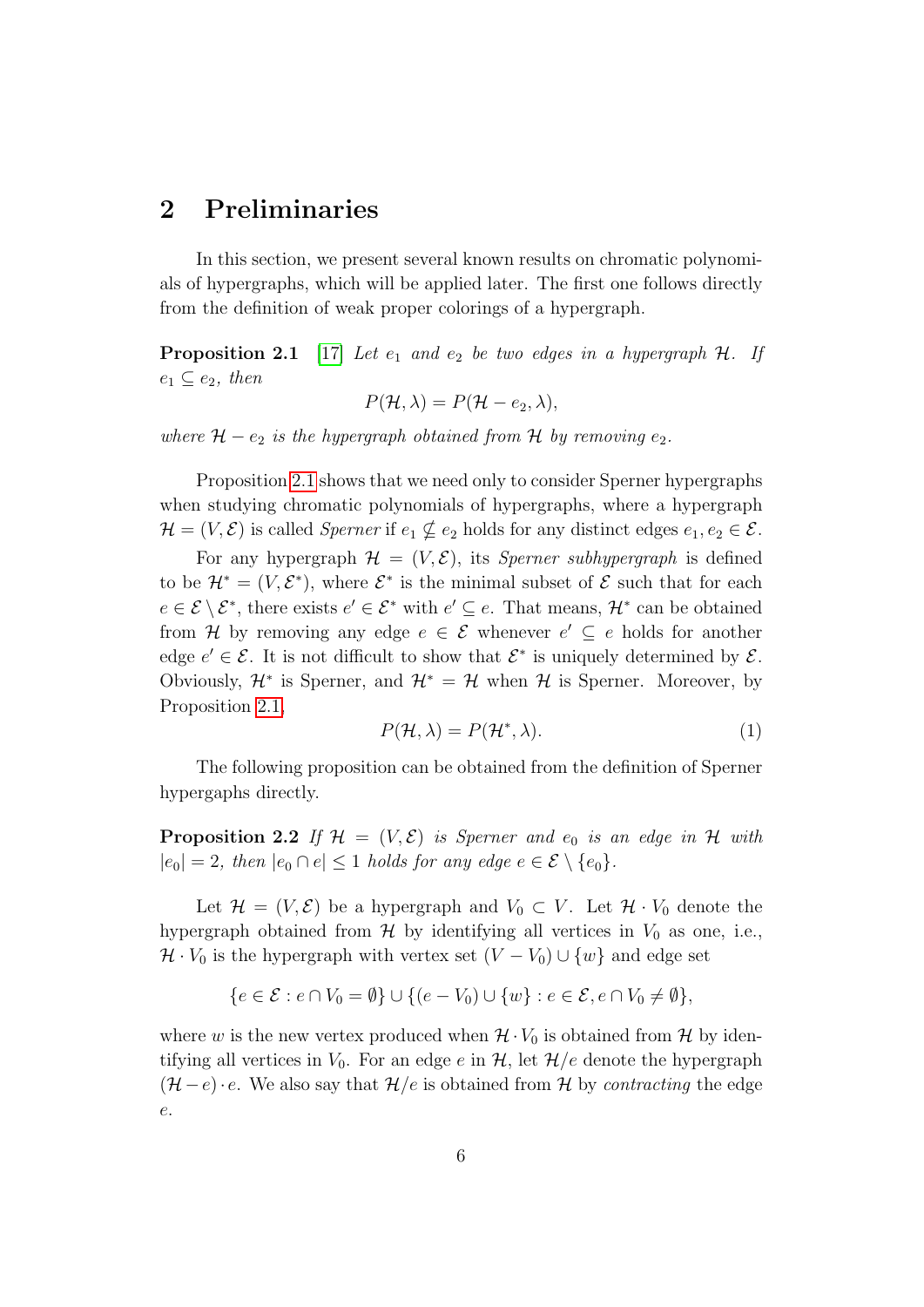## 2 Preliminaries

In this section, we present several known results on chromatic polynomials of hypergraphs, which will be applied later. The first one follows directly from the definition of weak proper colorings of a hypergraph.

**Proposition 2.1** [17] *Let $e_1$ and $e_2$ be two edges in a hypergraph $\mathcal{H}$. If $e_1 \subseteq e_2$, then*

$$P(\mathcal{H}, \lambda) = P(\mathcal{H} - e_2, \lambda),$$

*where $\mathcal{H} - e_2$ is the hypergraph obtained from $\mathcal{H}$ by removing $e_2$.*

Proposition 2.1 shows that we need only to consider Sperner hypergraphs when studying chromatic polynomials of hypergraphs, where a hypergraph $\mathcal{H} = (V, \mathcal{E})$ is called *Sperner* if $e_1 \nsubseteq e_2$ holds for any distinct edges $e_1, e_2 \in \mathcal{E}$.

For any hypergraph $\mathcal{H} = (V, \mathcal{E})$, its *Sperner subhypergraph* is defined to be $\mathcal{H}^* = (V, \mathcal{E}^*)$, where $\mathcal{E}^*$ is the minimal subset of $\mathcal{E}$ such that for each $e \in \mathcal{E} \setminus \mathcal{E}^*$, there exists $e' \in \mathcal{E}^*$ with $e' \subseteq e$. That means, $\mathcal{H}^*$ can be obtained from $\mathcal{H}$ by removing any edge $e \in \mathcal{E}$ whenever $e' \subseteq e$ holds for another edge $e' \in \mathcal{E}$. It is not difficult to show that $\mathcal{E}^*$ is uniquely determined by $\mathcal{E}$. Obviously, $\mathcal{H}^*$ is Sperner, and $\mathcal{H}^* = \mathcal{H}$ when $\mathcal{H}$ is Sperner. Moreover, by Proposition 2.1,

$$P(\mathcal{H}, \lambda) = P(\mathcal{H}^*, \lambda). \tag{1}$$

The following proposition can be obtained from the definition of Sperner hypergaphs directly.

**Proposition 2.2** *If $\mathcal{H} = (V, \mathcal{E})$ is Sperner and $e_0$ is an edge in $\mathcal{H}$ with $|e_0| = 2$, then $|e_0 \cap e| \leq 1$ holds for any edge $e \in \mathcal{E} \setminus \{e_0\}$.*

Let $\mathcal{H} = (V, \mathcal{E})$ be a hypergraph and $V_0 \subset V$. Let $\mathcal{H} \cdot V_0$ denote the hypergraph obtained from $\mathcal{H}$ by identifying all vertices in $V_0$ as one, i.e., $\mathcal{H} \cdot V_0$ is the hypergraph with vertex set $(V - V_0) \cup \{w\}$ and edge set

$$\{e \in \mathcal{E} : e \cap V_0 = \emptyset\} \cup \{(e - V_0) \cup \{w\} : e \in \mathcal{E}, e \cap V_0 \neq \emptyset\},$$

where $w$ is the new vertex produced when $\mathcal{H} \cdot V_0$ is obtained from $\mathcal{H}$ by identifying all vertices in $V_0$. For an edge $e$ in $\mathcal{H}$, let $\mathcal{H}/e$ denote the hypergraph $(\mathcal{H} - e) \cdot e$. We also say that $\mathcal{H}/e$ is obtained from $\mathcal{H}$ by *contracting* the edge $e$.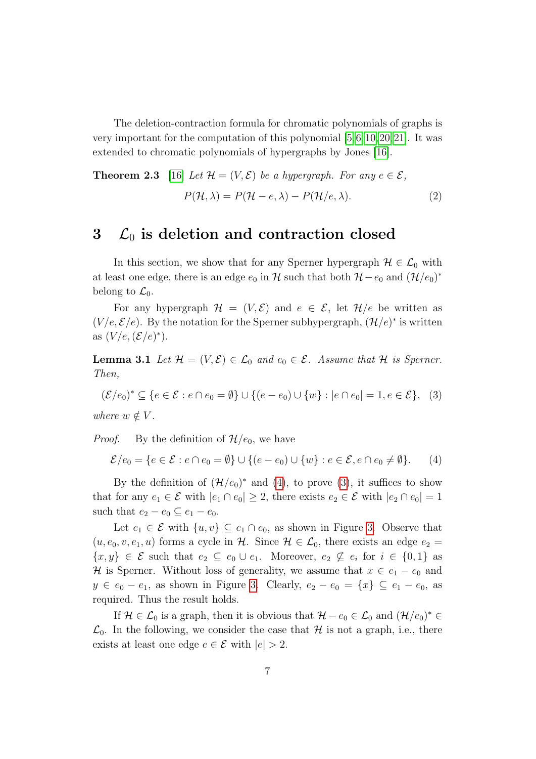The deletion-contraction formula for chromatic polynomials of graphs is very important for the computation of this polynomial [5,6,10,20,21]. It was extended to chromatic polynomials of hypergraphs by Jones [16].

**Theorem 2.3** [16] *Let $\mathcal{H} = (V, \mathcal{E})$ be a hypergraph. For any $e \in \mathcal{E}$,*

$$P(\mathcal{H}, \lambda) = P(\mathcal{H} - e, \lambda) - P(\mathcal{H}/e, \lambda). \tag{2}$$

## 3 $\mathcal{L}_0$ is deletion and contraction closed

In this section, we show that for any Sperner hypergraph $\mathcal{H} \in \mathcal{L}_0$ with at least one edge, there is an edge $e_0$ in $\mathcal{H}$ such that both $\mathcal{H} - e_0$ and $(\mathcal{H}/e_0)^*$ belong to $\mathcal{L}_0$.

For any hypergraph $\mathcal{H} = (V, \mathcal{E})$ and $e \in \mathcal{E}$, let $\mathcal{H}/e$ be written as $(V/e, \mathcal{E}/e)$. By the notation for the Sperner subhypergraph, $(\mathcal{H}/e)^*$ is written as $(V/e, (\mathcal{E}/e)^*)$.

**Lemma 3.1** *Let $\mathcal{H} = (V, \mathcal{E}) \in \mathcal{L}_0$ and $e_0 \in \mathcal{E}$. Assume that $\mathcal{H}$ is Sperner. Then,*

$$(\mathcal{E}/e_0)^* \subseteq \{e \in \mathcal{E} : e \cap e_0 = \emptyset\} \cup \{(e - e_0) \cup \{w\} : |e \cap e_0| = 1, e \in \mathcal{E}\}, \tag{3}$$

*where $w \notin V$.*

*Proof.* By the definition of $\mathcal{H}/e_0$, we have

$$\mathcal{E}/e_0 = \{e \in \mathcal{E} : e \cap e_0 = \emptyset\} \cup \{(e - e_0) \cup \{w\} : e \in \mathcal{E}, e \cap e_0 \neq \emptyset\}. \tag{4}$$

By the definition of $(\mathcal{H}/e_0)^*$ and (4), to prove (3), it suffices to show that for any $e_1 \in \mathcal{E}$ with $|e_1 \cap e_0| \geq 2$, there exists $e_2 \in \mathcal{E}$ with $|e_2 \cap e_0| = 1$ such that $e_2 - e_0 \subseteq e_1 - e_0$.

Let $e_1 \in \mathcal{E}$ with $\{u, v\} \subseteq e_1 \cap e_0$, as shown in Figure 3. Observe that $(u, e_0, v, e_1, u)$ forms a cycle in $\mathcal{H}$. Since $\mathcal{H} \in \mathcal{L}_0$, there exists an edge $e_2 = \{x, y\} \in \mathcal{E}$ such that $e_2 \subseteq e_0 \cup e_1$. Moreover, $e_2 \not\subseteq e_i$ for $i \in \{0, 1\}$ as $\mathcal{H}$ is Sperner. Without loss of generality, we assume that $x \in e_1 - e_0$ and $y \in e_0 - e_1$, as shown in Figure 3. Clearly, $e_2 - e_0 = \{x\} \subseteq e_1 - e_0$, as required. Thus the result holds.

If $\mathcal{H} \in \mathcal{L}_0$ is a graph, then it is obvious that $\mathcal{H} - e_0 \in \mathcal{L}_0$ and $(\mathcal{H}/e_0)^* \in \mathcal{L}_0$. In the following, we consider the case that $\mathcal{H}$ is not a graph, i.e., there exists at least one edge $e \in \mathcal{E}$ with $|e| > 2$.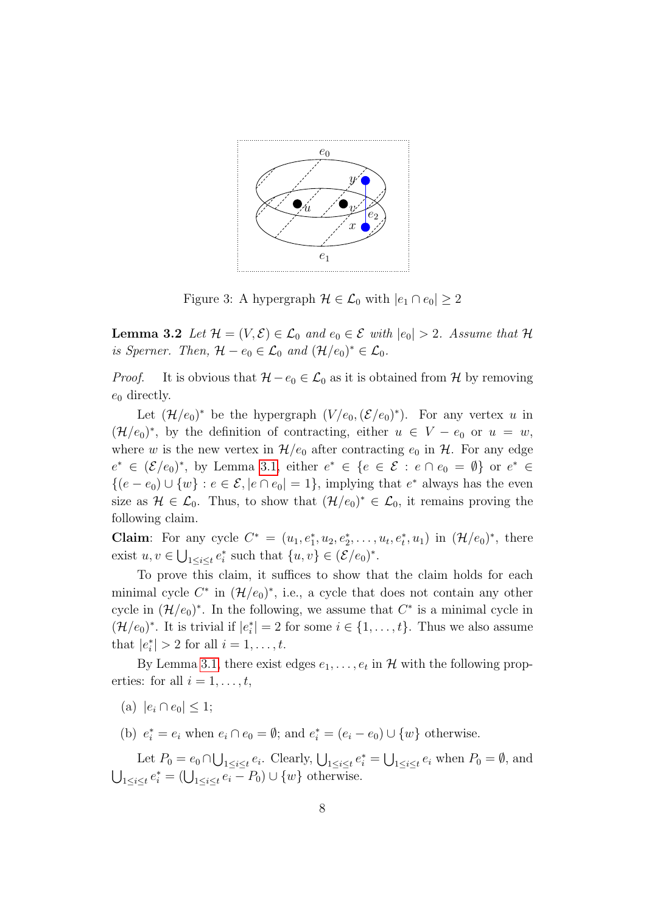Figure 3: A hypergraph $\mathcal{H} \in \mathcal{L}_0$ with $|e_1 \cap e_0| \geq 2$

**Lemma 3.2** *Let $\mathcal{H} = (V, \mathcal{E}) \in \mathcal{L}_0$ and $e_0 \in \mathcal{E}$ with $|e_0| > 2$. Assume that $\mathcal{H}$ is Sperner. Then, $\mathcal{H} - e_0 \in \mathcal{L}_0$ and $(\mathcal{H}/e_0)^* \in \mathcal{L}_0$.*

*Proof.* It is obvious that $\mathcal{H} - e_0 \in \mathcal{L}_0$ as it is obtained from $\mathcal{H}$ by removing $e_0$ directly.

Let $(\mathcal{H}/e_0)^*$ be the hypergraph $(V/e_0, (\mathcal{E}/e_0)^*)$. For any vertex $u$ in $(\mathcal{H}/e_0)^*$, by the definition of contracting, either $u \in V - e_0$ or $u = w$, where $w$ is the new vertex in $\mathcal{H}/e_0$ after contracting $e_0$ in $\mathcal{H}$. For any edge $e^* \in (\mathcal{E}/e_0)^*$, by Lemma 3.1, either $e^* \in \{e \in \mathcal{E} : e \cap e_0 = \emptyset\}$ or $e^* \in \{(e - e_0) \cup \{w\} : e \in \mathcal{E}, |e \cap e_0| = 1\}$, implying that $e^*$ always has the even size as $\mathcal{H} \in \mathcal{L}_0$. Thus, to show that $(\mathcal{H}/e_0)^* \in \mathcal{L}_0$, it remains proving the following claim.

**Claim**: For any cycle $C^* = (u_1, e_1^*, u_2, e_2^*, \ldots, u_t, e_t^*, u_1)$ in $(\mathcal{H}/e_0)^*$, there exist $u, v \in \bigcup_{1 \leq i \leq t} e_i^*$ such that $\{u, v\} \in (\mathcal{E}/e_0)^*$.

To prove this claim, it suffices to show that the claim holds for each minimal cycle $C^*$ in $(\mathcal{H}/e_0)^*$, i.e., a cycle that does not contain any other cycle in $(\mathcal{H}/e_0)^*$. In the following, we assume that $C^*$ is a minimal cycle in $(\mathcal{H}/e_0)^*$. It is trivial if $|e_i^*| = 2$ for some $i \in \{1, \ldots, t\}$. Thus we also assume that $|e_i^*| > 2$ for all $i = 1, \ldots, t$.

By Lemma 3.1, there exist edges $e_1, \ldots, e_t$ in $\mathcal{H}$ with the following properties: for all $i = 1, \ldots, t$,

(a) $|e_i \cap e_0| \leq 1$;

(b) $e_i^* = e_i$ when $e_i \cap e_0 = \emptyset$; and $e_i^* = (e_i - e_0) \cup \{w\}$ otherwise.

Let $P_0 = e_0 \cap \bigcup_{1 \leq i \leq t} e_i$. Clearly, $\bigcup_{1 \leq i \leq t} e_i^* = \bigcup_{1 \leq i \leq t} e_i$ when $P_0 = \emptyset$, and $\bigcup_{1 \leq i \leq t} e_i^* = (\bigcup_{1 \leq i \leq t} e_i - P_0) \cup \{w\}$ otherwise.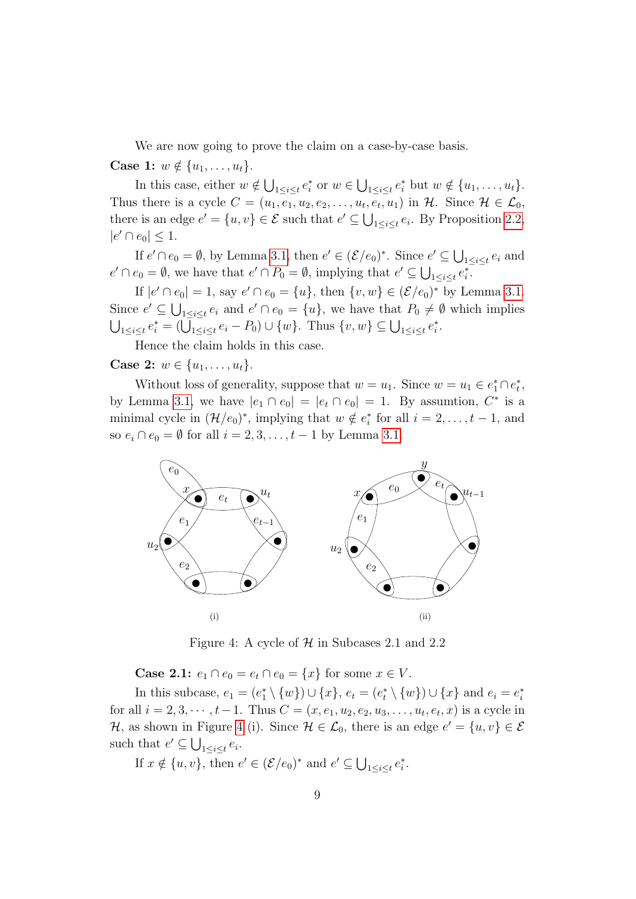We are now going to prove the claim on a case-by-case basis.

**Case 1:** $w \notin \{u_1, \ldots, u_t\}$.

In this case, either $w \notin \bigcup_{1 \le i \le t} e_i^*$ or $w \in \bigcup_{1 \le i \le t} e_i^*$ but $w \notin \{u_1, \ldots, u_t\}$. Thus there is a cycle $C = (u_1, e_1, u_2, e_2, \ldots, u_t, e_t, u_1)$ in $\mathcal{H}$. Since $\mathcal{H} \in \mathcal{L}_0$, there is an edge $e' = \{u, v\} \in \mathcal{E}$ such that $e' \subseteq \bigcup_{1 \le i \le t} e_i$. By Proposition 2.2, $|e' \cap e_0| \le 1$.

If $e' \cap e_0 = \emptyset$, by Lemma 3.1, then $e' \in (\mathcal{E}/e_0)^*$. Since $e' \subseteq \bigcup_{1 \le i \le t} e_i$ and $e' \cap e_0 = \emptyset$, we have that $e' \cap P_0 = \emptyset$, implying that $e' \subseteq \bigcup_{1 \le i \le t} e_i^*$.

If $|e' \cap e_0| = 1$, say $e' \cap e_0 = \{u\}$, then $\{v, w\} \in (\mathcal{E}/e_0)^*$ by Lemma 3.1. Since $e' \subseteq \bigcup_{1 \le i \le t} e_i$ and $e' \cap e_0 = \{u\}$, we have that $P_0 \neq \emptyset$ which implies $\bigcup_{1 \le i \le t} e_i^* = (\bigcup_{1 \le i \le t} e_i - P_0) \cup \{w\}$. Thus $\{v, w\} \subseteq \bigcup_{1 \le i \le t} e_i^*$.

Hence the claim holds in this case.

**Case 2:** $w \in \{u_1, \ldots, u_t\}$.

Without loss of generality, suppose that $w = u_1$. Since $w = u_1 \in e_1^* \cap e_t^*$, by Lemma 3.1, we have $|e_1 \cap e_0| = |e_t \cap e_0| = 1$. By assumtion, $C^*$ is a minimal cycle in $(\mathcal{H}/e_0)^*$, implying that $w \notin e_i^*$ for all $i = 2, \ldots, t-1$, and so $e_i \cap e_0 = \emptyset$ for all $i = 2, 3, \ldots, t-1$ by Lemma 3.1.

Figure 4: A cycle of $\mathcal{H}$ in Subcases 2.1 and 2.2

**Case 2.1:** $e_1 \cap e_0 = e_t \cap e_0 = \{x\}$ for some $x \in V$.

In this subcase, $e_1 = (e_1^* \setminus \{w\}) \cup \{x\}$, $e_t = (e_t^* \setminus \{w\}) \cup \{x\}$ and $e_i = e_i^*$ for all $i = 2, 3, \cdots, t-1$. Thus $C = (x, e_1, u_2, e_2, u_3, \ldots, u_t, e_t, x)$ is a cycle in $\mathcal{H}$, as shown in Figure 4 (i). Since $\mathcal{H} \in \mathcal{L}_0$, there is an edge $e' = \{u, v\} \in \mathcal{E}$ such that $e' \subseteq \bigcup_{1 \le i \le t} e_i$.

If $x \notin \{u, v\}$, then $e' \in (\mathcal{E}/e_0)^*$ and $e' \subseteq \bigcup_{1 \le i \le t} e_i^*$.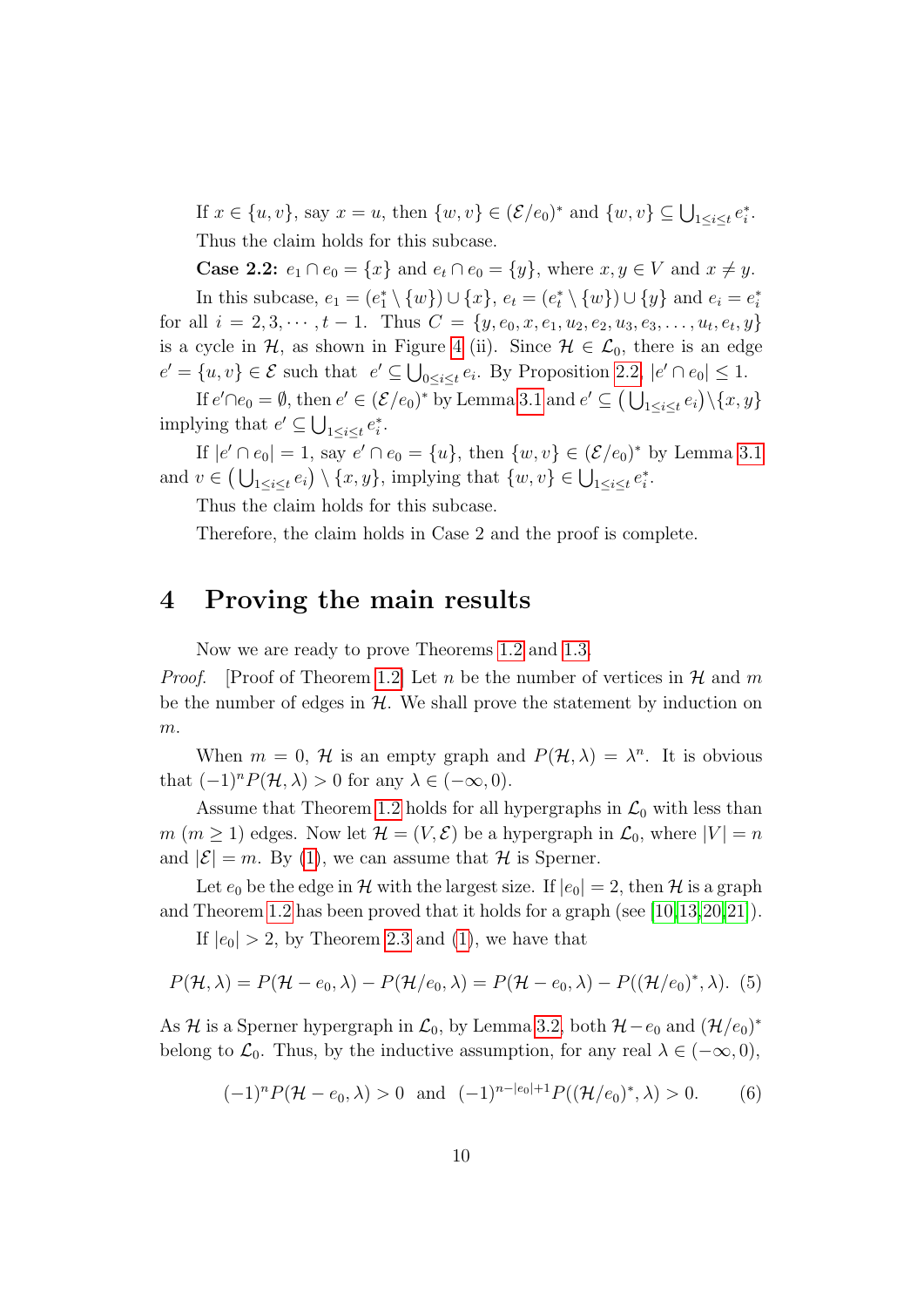If $x \in \{u, v\}$, say $x = u$, then $\{w, v\} \in (\mathcal{E}/e_0)^*$ and $\{w, v\} \subseteq \bigcup_{1 \le i \le t} e_i^*$. Thus the claim holds for this subcase.

**Case 2.2:** $e_1 \cap e_0 = \{x\}$ and $e_t \cap e_0 = \{y\}$, where $x, y \in V$ and $x \neq y$.

In this subcase, $e_1 = (e_1^* \setminus \{w\}) \cup \{x\}$, $e_t = (e_t^* \setminus \{w\}) \cup \{y\}$ and $e_i = e_i^*$ for all $i = 2, 3, \cdots, t-1$. Thus $C = \{y, e_0, x, e_1, u_2, e_2, u_3, e_3, \ldots, u_t, e_t, y\}$ is a cycle in $\mathcal{H}$, as shown in Figure 4 (ii). Since $\mathcal{H} \in \mathcal{L}_0$, there is an edge $e' = \{u, v\} \in \mathcal{E}$ such that $e' \subseteq \bigcup_{0 \le i \le t} e_i$. By Proposition 2.2, $|e' \cap e_0| \le 1$.

If $e' \cap e_0 = \emptyset$, then $e' \in (\mathcal{E}/e_0)^*$ by Lemma 3.1 and $e' \subseteq \left(\bigcup_{1 \le i \le t} e_i\right) \setminus \{x, y\}$ implying that $e' \subseteq \bigcup_{1 \le i \le t} e_i^*$.

If $|e' \cap e_0| = 1$, say $e' \cap e_0 = \{u\}$, then $\{w, v\} \in (\mathcal{E}/e_0)^*$ by Lemma 3.1 and $v \in \left(\bigcup_{1 \le i \le t} e_i\right) \setminus \{x, y\}$, implying that $\{w, v\} \in \bigcup_{1 \le i \le t} e_i^*$.

Thus the claim holds for this subcase.

Therefore, the claim holds in Case 2 and the proof is complete.

# 4 Proving the main results

Now we are ready to prove Theorems 1.2 and 1.3.

*Proof.* [Proof of Theorem 1.2] Let $n$ be the number of vertices in $\mathcal{H}$ and $m$ be the number of edges in $\mathcal{H}$. We shall prove the statement by induction on $m$.

When $m = 0$, $\mathcal{H}$ is an empty graph and $P(\mathcal{H}, \lambda) = \lambda^n$. It is obvious that $(-1)^n P(\mathcal{H}, \lambda) > 0$ for any $\lambda \in (-\infty, 0)$.

Assume that Theorem 1.2 holds for all hypergraphs in $\mathcal{L}_0$ with less than $m$ ($m \ge 1$) edges. Now let $\mathcal{H} = (V, \mathcal{E})$ be a hypergraph in $\mathcal{L}_0$, where $|V| = n$ and $|\mathcal{E}| = m$. By (1), we can assume that $\mathcal{H}$ is Sperner.

Let $e_0$ be the edge in $\mathcal{H}$ with the largest size. If $|e_0| = 2$, then $\mathcal{H}$ is a graph and Theorem 1.2 has been proved that it holds for a graph (see [10,13,20,21]).

If $|e_0| > 2$, by Theorem 2.3 and (1), we have that

$$P(\mathcal{H}, \lambda) = P(\mathcal{H} - e_0, \lambda) - P(\mathcal{H}/e_0, \lambda) = P(\mathcal{H} - e_0, \lambda) - P((\mathcal{H}/e_0)^*, \lambda). \quad (5)$$

As $\mathcal{H}$ is a Sperner hypergraph in $\mathcal{L}_0$, by Lemma 3.2, both $\mathcal{H} - e_0$ and $(\mathcal{H}/e_0)^*$ belong to $\mathcal{L}_0$. Thus, by the inductive assumption, for any real $\lambda \in (-\infty, 0)$,

$$(-1)^n P(\mathcal{H} - e_0, \lambda) > 0 \quad \text{and} \quad (-1)^{n - |e_0| + 1} P((\mathcal{H}/e_0)^*, \lambda) > 0. \quad (6)$$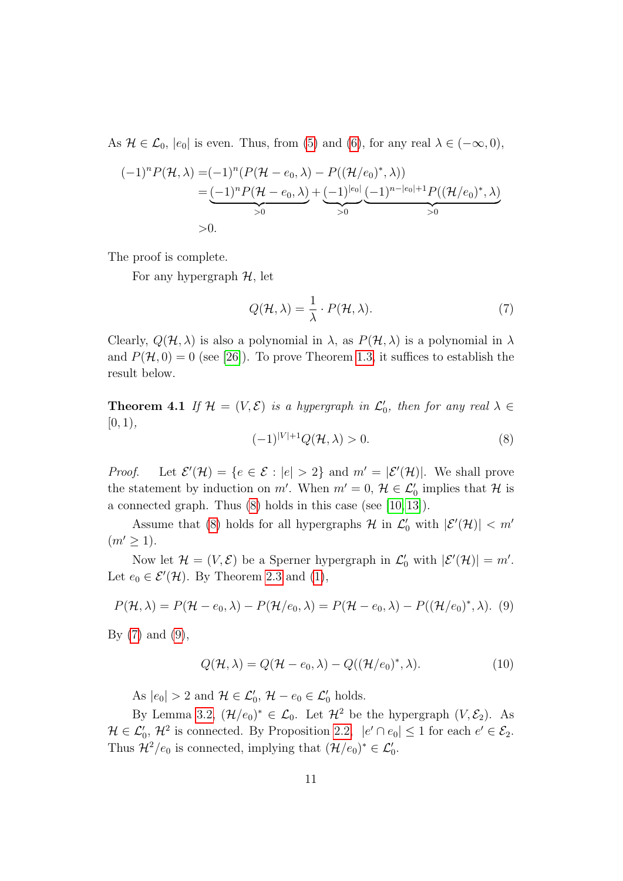As $\mathcal{H} \in \mathcal{L}_0$, $|e_0|$ is even. Thus, from (5) and (6), for any real $\lambda \in (-\infty, 0)$,

$$
\begin{aligned}
(-1)^n P(\mathcal{H}, \lambda) =& (-1)^n (P(\mathcal{H} - e_0, \lambda) - P((\mathcal{H}/e_0)^*, \lambda)) \\
=& \underbrace{(-1)^n P(\mathcal{H} - e_0, \lambda)}_{>0} + \underbrace{(-1)^{|e_0|}}_{>0} \underbrace{(-1)^{n-|e_0|+1} P((\mathcal{H}/e_0)^*, \lambda)}_{>0} \\
>& 0.
\end{aligned}
$$

The proof is complete.

For any hypergraph $\mathcal{H}$, let

$$
Q(\mathcal{H}, \lambda) = \frac{1}{\lambda} \cdot P(\mathcal{H}, \lambda). \tag{7}
$$

Clearly, $Q(\mathcal{H}, \lambda)$ is also a polynomial in $\lambda$, as $P(\mathcal{H}, \lambda)$ is a polynomial in $\lambda$ and $P(\mathcal{H}, 0) = 0$ (see [26]). To prove Theorem 1.3, it suffices to establish the result below.

**Theorem 4.1** *If $\mathcal{H} = (V, \mathcal{E})$ is a hypergraph in $\mathcal{L}_0'$, then for any real $\lambda \in [0, 1)$,*

$$
(-1)^{|V|+1} Q(\mathcal{H}, \lambda) > 0. \tag{8}
$$

*Proof.* Let $\mathcal{E}'(\mathcal{H}) = \{e \in \mathcal{E} : |e| > 2\}$ and $m' = |\mathcal{E}'(\mathcal{H})|$. We shall prove the statement by induction on $m'$. When $m' = 0$, $\mathcal{H} \in \mathcal{L}_0'$ implies that $\mathcal{H}$ is a connected graph. Thus (8) holds in this case (see [10, 13]).

Assume that (8) holds for all hypergraphs $\mathcal{H}$ in $\mathcal{L}_0'$ with $|\mathcal{E}'(\mathcal{H})| < m'$ ($m' \geq 1$).

Now let $\mathcal{H} = (V, \mathcal{E})$ be a Sperner hypergraph in $\mathcal{L}_0'$ with $|\mathcal{E}'(\mathcal{H})| = m'$. Let $e_0 \in \mathcal{E}'(\mathcal{H})$. By Theorem 2.3 and (1),

$$
P(\mathcal{H}, \lambda) = P(\mathcal{H} - e_0, \lambda) - P(\mathcal{H}/e_0, \lambda) = P(\mathcal{H} - e_0, \lambda) - P((\mathcal{H}/e_0)^*, \lambda). \tag{9}
$$

By (7) and (9),

$$
Q(\mathcal{H}, \lambda) = Q(\mathcal{H} - e_0, \lambda) - Q((\mathcal{H}/e_0)^*, \lambda). \tag{10}
$$

As $|e_0| > 2$ and $\mathcal{H} \in \mathcal{L}_0'$, $\mathcal{H} - e_0 \in \mathcal{L}_0'$ holds.

By Lemma 3.2, $(\mathcal{H}/e_0)^* \in \mathcal{L}_0$. Let $\mathcal{H}^2$ be the hypergraph $(V, \mathcal{E}_2)$. As $\mathcal{H} \in \mathcal{L}_0'$, $\mathcal{H}^2$ is connected. By Proposition 2.2, $|e' \cap e_0| \leq 1$ for each $e' \in \mathcal{E}_2$. Thus $\mathcal{H}^2/e_0$ is connected, implying that $(\mathcal{H}/e_0)^* \in \mathcal{L}_0'$.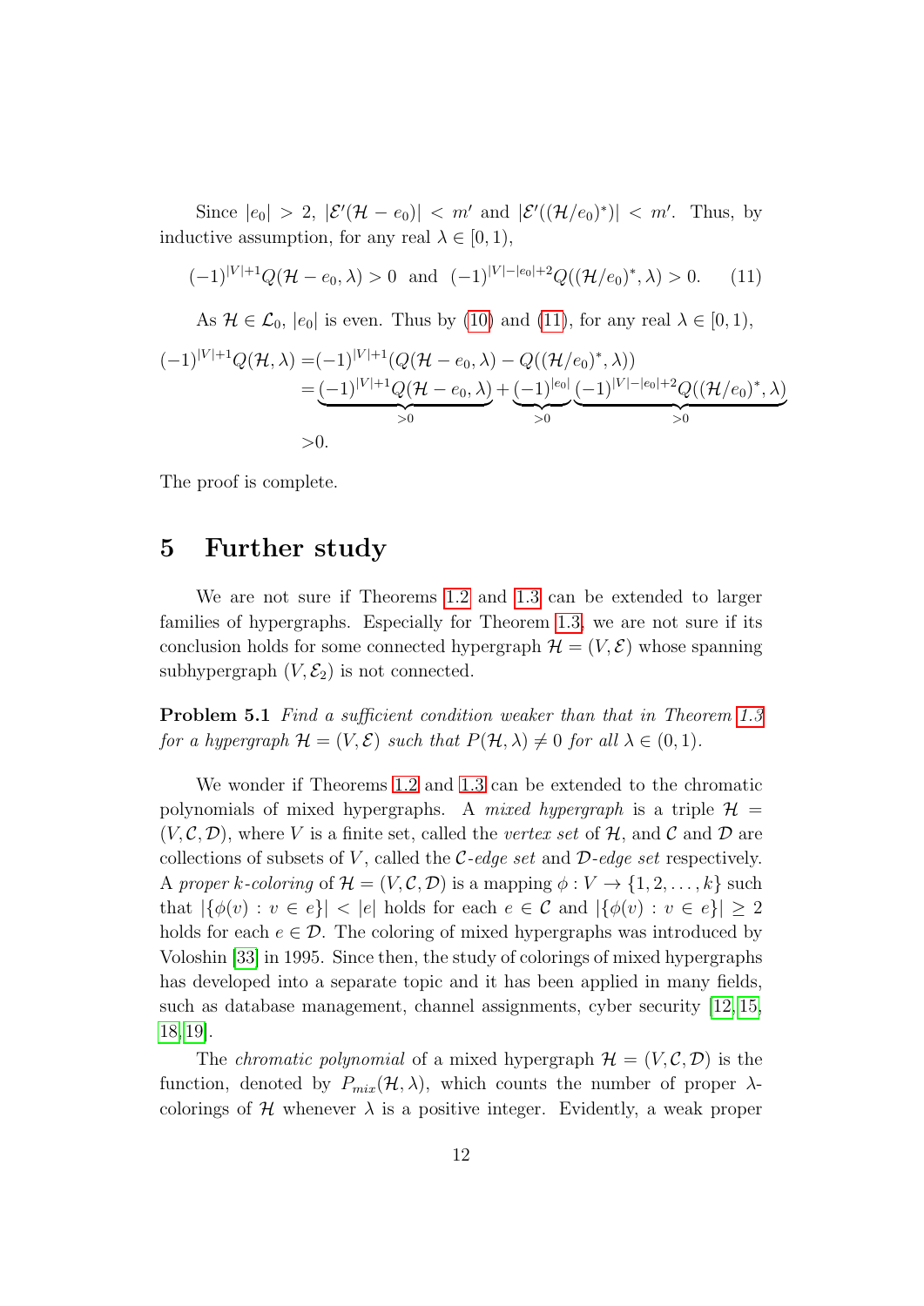Since $|e_0| > 2$, $|\mathcal{E}'(\mathcal{H} - e_0)| < m'$ and $|\mathcal{E}'((\mathcal{H}/e_0)^*)| < m'$. Thus, by inductive assumption, for any real $\lambda \in [0, 1)$,

$$(-1)^{|V|+1} Q(\mathcal{H} - e_0, \lambda) > 0 \text{ and } (-1)^{|V|-|e_0|+2} Q((\mathcal{H}/e_0)^*, \lambda) > 0. \tag{11}$$

As $\mathcal{H} \in \mathcal{L}_0$, $|e_0|$ is even. Thus by (10) and (11), for any real $\lambda \in [0, 1)$,

$$\begin{aligned}(-1)^{|V|+1} Q(\mathcal{H}, \lambda) =& (-1)^{|V|+1} (Q(\mathcal{H} - e_0, \lambda) - Q((\mathcal{H}/e_0)^*, \lambda)) \\ =& \underbrace{(-1)^{|V|+1} Q(\mathcal{H} - e_0, \lambda)}_{>0} + \underbrace{(-1)^{|e_0|}}_{>0} \underbrace{(-1)^{|V|-|e_0|+2} Q((\mathcal{H}/e_0)^*, \lambda)}_{>0} \\ >& 0.\end{aligned}$$

The proof is complete.

## 5 Further study

We are not sure if Theorems 1.2 and 1.3 can be extended to larger families of hypergraphs. Especially for Theorem 1.3, we are not sure if its conclusion holds for some connected hypergraph $\mathcal{H} = (V, \mathcal{E})$ whose spanning subhypergraph $(V, \mathcal{E}_2)$ is not connected.

**Problem 5.1** *Find a sufficient condition weaker than that in Theorem 1.3 for a hypergraph $\mathcal{H} = (V, \mathcal{E})$ such that $P(\mathcal{H}, \lambda) \neq 0$ for all $\lambda \in (0, 1)$.*

We wonder if Theorems 1.2 and 1.3 can be extended to the chromatic polynomials of mixed hypergraphs. A *mixed hypergraph* is a triple $\mathcal{H} = (V, \mathcal{C}, \mathcal{D})$, where $V$ is a finite set, called the *vertex set* of $\mathcal{H}$, and $\mathcal{C}$ and $\mathcal{D}$ are collections of subsets of $V$, called the $\mathcal{C}$*-edge set* and $\mathcal{D}$*-edge set* respectively. A *proper k-coloring* of $\mathcal{H} = (V, \mathcal{C}, \mathcal{D})$ is a mapping $\phi : V \to \{1, 2, \ldots, k\}$ such that $|\{\phi(v) : v \in e\}| < |e|$ holds for each $e \in \mathcal{C}$ and $|\{\phi(v) : v \in e\}| \geq 2$ holds for each $e \in \mathcal{D}$. The coloring of mixed hypergraphs was introduced by Voloshin [33] in 1995. Since then, the study of colorings of mixed hypergraphs has developed into a separate topic and it has been applied in many fields, such as database management, channel assignments, cyber security [12, 15, 18, 19].

The *chromatic polynomial* of a mixed hypergraph $\mathcal{H} = (V, \mathcal{C}, \mathcal{D})$ is the function, denoted by $P_{mix}(\mathcal{H}, \lambda)$, which counts the number of proper $\lambda$-colorings of $\mathcal{H}$ whenever $\lambda$ is a positive integer. Evidently, a weak proper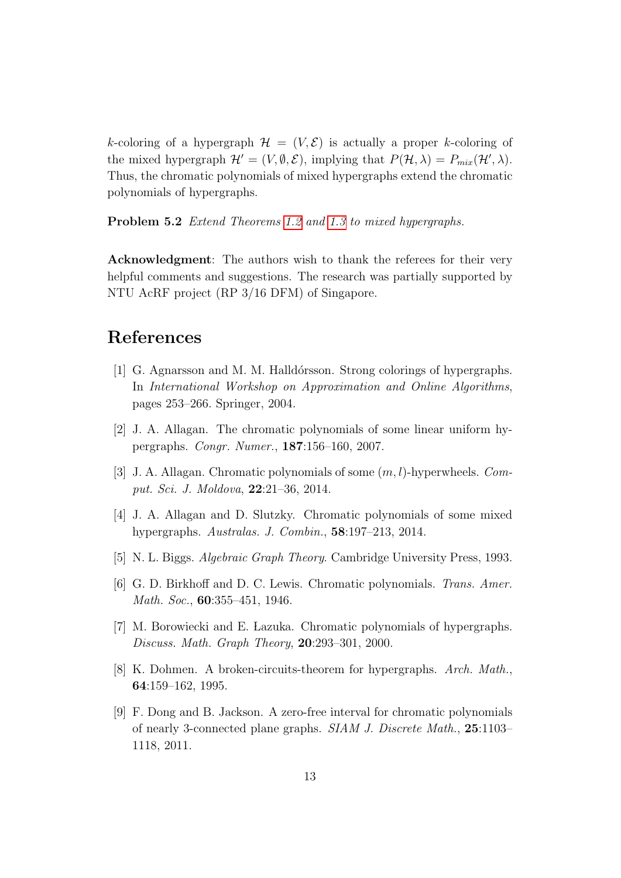$k$-coloring of a hypergraph $\mathcal{H} = (V, \mathcal{E})$ is actually a proper $k$-coloring of the mixed hypergraph $\mathcal{H}' = (V, \emptyset, \mathcal{E})$, implying that $P(\mathcal{H}, \lambda) = P_{mix}(\mathcal{H}', \lambda)$. Thus, the chromatic polynomials of mixed hypergraphs extend the chromatic polynomials of hypergraphs.

**Problem 5.2** *Extend Theorems 1.2 and 1.3 to mixed hypergraphs.*

**Acknowledgment**: The authors wish to thank the referees for their very helpful comments and suggestions. The research was partially supported by NTU AcRF project (RP 3/16 DFM) of Singapore.

# References

[1] G. Agnarsson and M. M. Halldórsson. Strong colorings of hypergraphs. In *International Workshop on Approximation and Online Algorithms*, pages 253–266. Springer, 2004.

[2] J. A. Allagan. The chromatic polynomials of some linear uniform hypergraphs. *Congr. Numer.*, **187**:156–160, 2007.

[3] J. A. Allagan. Chromatic polynomials of some $(m, l)$-hyperwheels. *Comput. Sci. J. Moldova*, **22**:21–36, 2014.

[4] J. A. Allagan and D. Slutzky. Chromatic polynomials of some mixed hypergraphs. *Australas. J. Combin.*, **58**:197–213, 2014.

[5] N. L. Biggs. *Algebraic Graph Theory*. Cambridge University Press, 1993.

[6] G. D. Birkhoff and D. C. Lewis. Chromatic polynomials. *Trans. Amer. Math. Soc.*, **60**:355–451, 1946.

[7] M. Borowiecki and E. Łazuka. Chromatic polynomials of hypergraphs. *Discuss. Math. Graph Theory*, **20**:293–301, 2000.

[8] K. Dohmen. A broken-circuits-theorem for hypergraphs. *Arch. Math.*, **64**:159–162, 1995.

[9] F. Dong and B. Jackson. A zero-free interval for chromatic polynomials of nearly 3-connected plane graphs. *SIAM J. Discrete Math.*, **25**:1103–1118, 2011.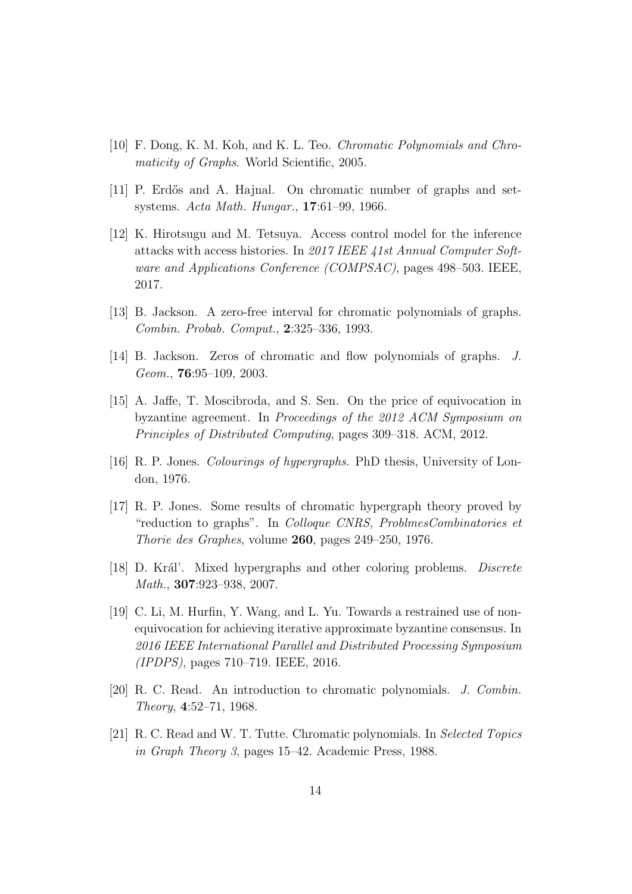[10] F. Dong, K. M. Koh, and K. L. Teo. *Chromatic Polynomials and Chromaticity of Graphs*. World Scientific, 2005.

[11] P. Erdős and A. Hajnal. On chromatic number of graphs and set-systems. *Acta Math. Hungar.*, **17**:61–99, 1966.

[12] K. Hirotsugu and M. Tetsuya. Access control model for the inference attacks with access histories. In *2017 IEEE 41st Annual Computer Software and Applications Conference (COMPSAC)*, pages 498–503. IEEE, 2017.

[13] B. Jackson. A zero-free interval for chromatic polynomials of graphs. *Combin. Probab. Comput.*, **2**:325–336, 1993.

[14] B. Jackson. Zeros of chromatic and flow polynomials of graphs. *J. Geom.*, **76**:95–109, 2003.

[15] A. Jaffe, T. Moscibroda, and S. Sen. On the price of equivocation in byzantine agreement. In *Proceedings of the 2012 ACM Symposium on Principles of Distributed Computing*, pages 309–318. ACM, 2012.

[16] R. P. Jones. *Colourings of hypergraphs*. PhD thesis, University of London, 1976.

[17] R. P. Jones. Some results of chromatic hypergraph theory proved by "reduction to graphs". In *Colloque CNRS, ProblmesCombinatories et Thorie des Graphes*, volume **260**, pages 249–250, 1976.

[18] D. Král'. Mixed hypergraphs and other coloring problems. *Discrete Math.*, **307**:923–938, 2007.

[19] C. Li, M. Hurfin, Y. Wang, and L. Yu. Towards a restrained use of non-equivocation for achieving iterative approximate byzantine consensus. In *2016 IEEE International Parallel and Distributed Processing Symposium (IPDPS)*, pages 710–719. IEEE, 2016.

[20] R. C. Read. An introduction to chromatic polynomials. *J. Combin. Theory*, **4**:52–71, 1968.

[21] R. C. Read and W. T. Tutte. Chromatic polynomials. In *Selected Topics in Graph Theory 3*, pages 15–42. Academic Press, 1988.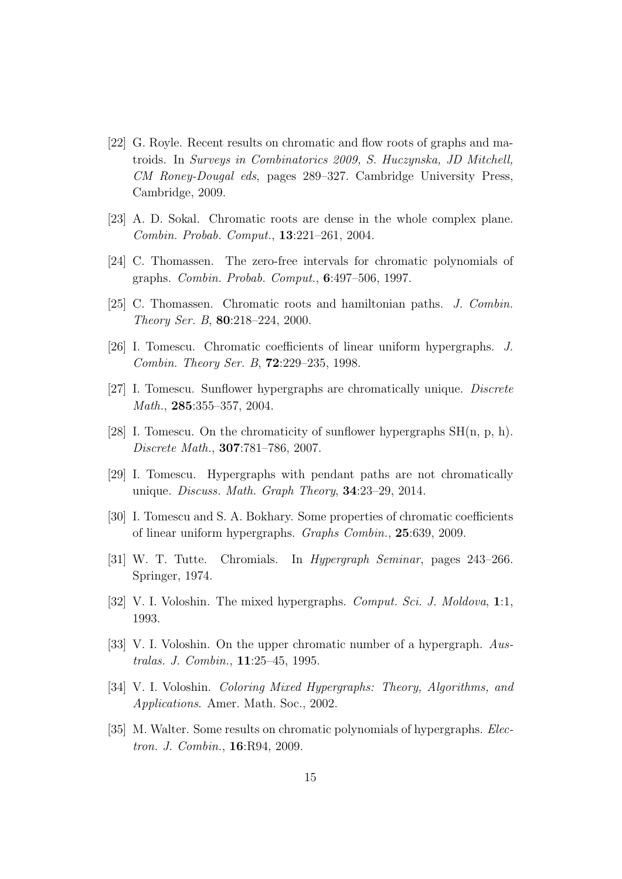[22] G. Royle. Recent results on chromatic and flow roots of graphs and matroids. In *Surveys in Combinatorics 2009, S. Huczynska, JD Mitchell, CM Roney-Dougal eds*, pages 289–327. Cambridge University Press, Cambridge, 2009.

[23] A. D. Sokal. Chromatic roots are dense in the whole complex plane. *Combin. Probab. Comput.*, **13**:221–261, 2004.

[24] C. Thomassen. The zero-free intervals for chromatic polynomials of graphs. *Combin. Probab. Comput.*, **6**:497–506, 1997.

[25] C. Thomassen. Chromatic roots and hamiltonian paths. *J. Combin. Theory Ser. B*, **80**:218–224, 2000.

[26] I. Tomescu. Chromatic coefficients of linear uniform hypergraphs. *J. Combin. Theory Ser. B*, **72**:229–235, 1998.

[27] I. Tomescu. Sunflower hypergraphs are chromatically unique. *Discrete Math.*, **285**:355–357, 2004.

[28] I. Tomescu. On the chromaticity of sunflower hypergraphs SH(n, p, h). *Discrete Math.*, **307**:781–786, 2007.

[29] I. Tomescu. Hypergraphs with pendant paths are not chromatically unique. *Discuss. Math. Graph Theory*, **34**:23–29, 2014.

[30] I. Tomescu and S. A. Bokhary. Some properties of chromatic coefficients of linear uniform hypergraphs. *Graphs Combin.*, **25**:639, 2009.

[31] W. T. Tutte. Chromials. In *Hypergraph Seminar*, pages 243–266. Springer, 1974.

[32] V. I. Voloshin. The mixed hypergraphs. *Comput. Sci. J. Moldova*, **1**:1, 1993.

[33] V. I. Voloshin. On the upper chromatic number of a hypergraph. *Australas. J. Combin.*, **11**:25–45, 1995.

[34] V. I. Voloshin. *Coloring Mixed Hypergraphs: Theory, Algorithms, and Applications*. Amer. Math. Soc., 2002.

[35] M. Walter. Some results on chromatic polynomials of hypergraphs. *Electron. J. Combin.*, **16**:R94, 2009.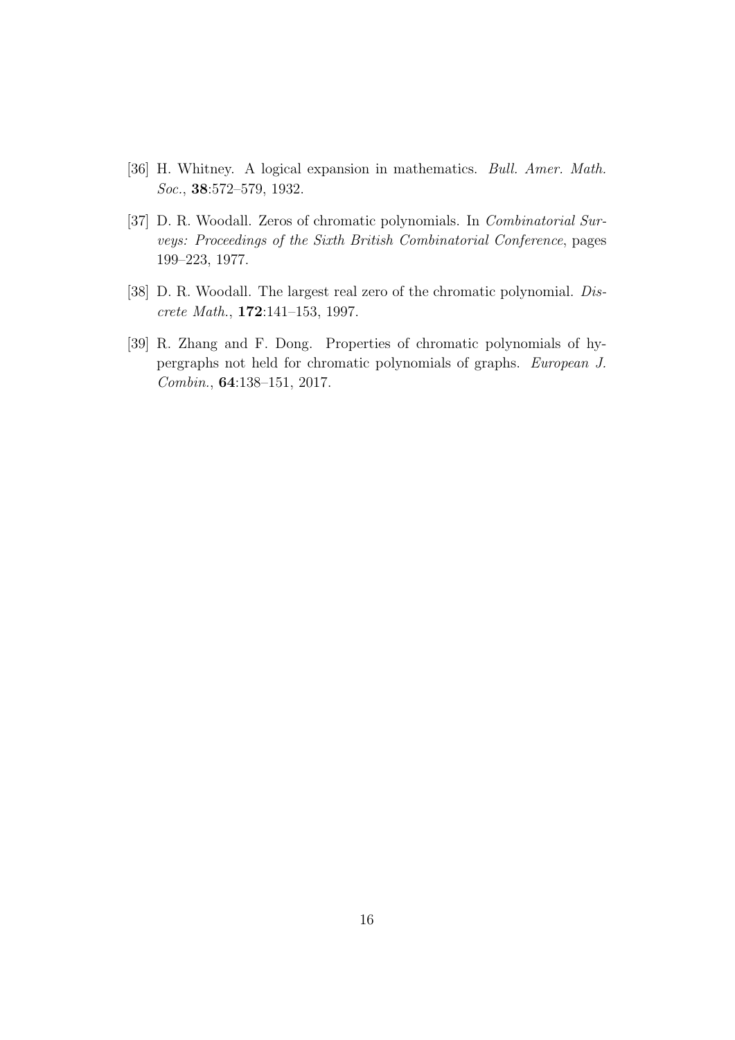[36] H. Whitney. A logical expansion in mathematics. *Bull. Amer. Math. Soc.*, **38**:572–579, 1932.

[37] D. R. Woodall. Zeros of chromatic polynomials. In *Combinatorial Surveys: Proceedings of the Sixth British Combinatorial Conference*, pages 199–223, 1977.

[38] D. R. Woodall. The largest real zero of the chromatic polynomial. *Discrete Math.*, **172**:141–153, 1997.

[39] R. Zhang and F. Dong. Properties of chromatic polynomials of hypergraphs not held for chromatic polynomials of graphs. *European J. Combin.*, **64**:138–151, 2017.